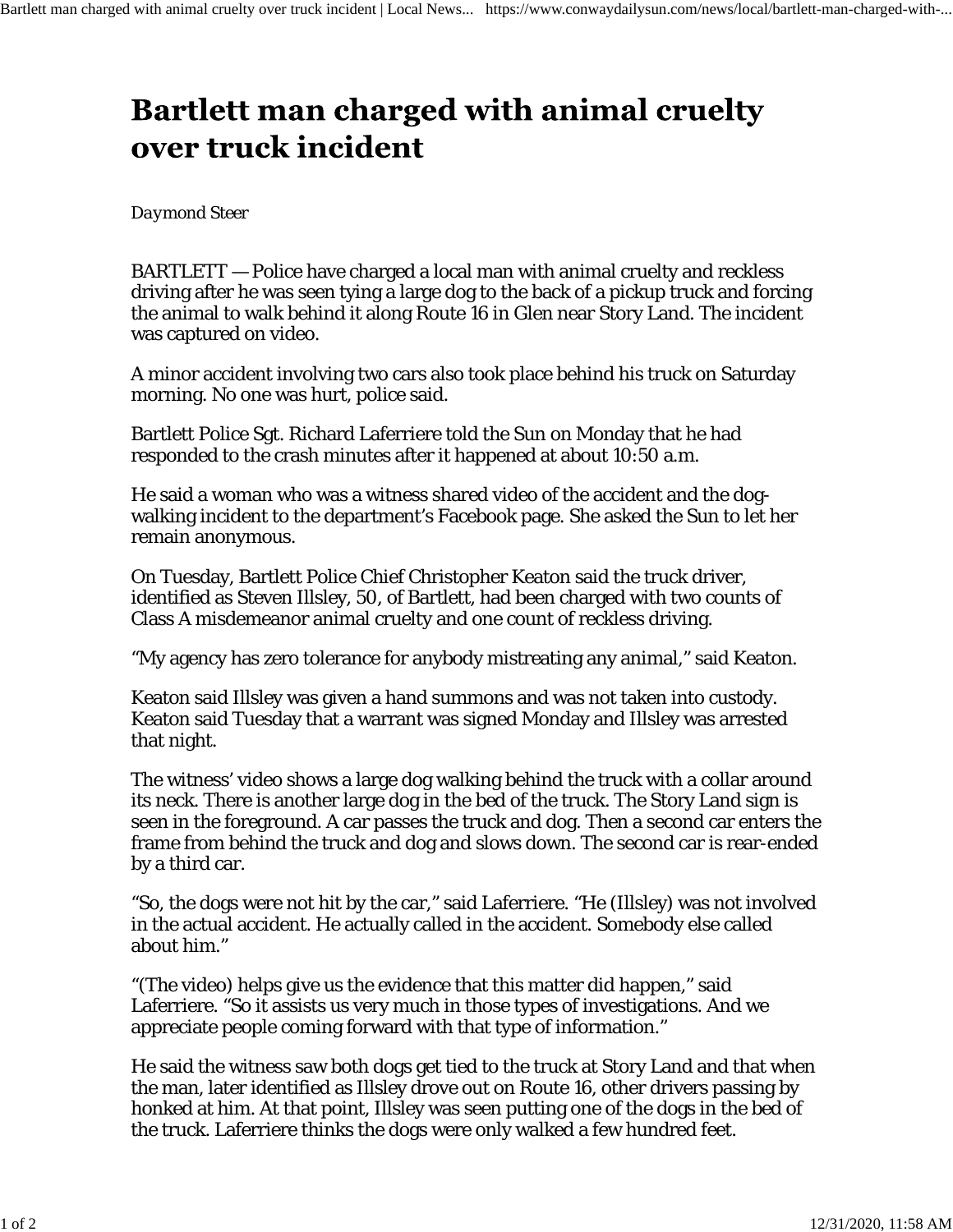# Bartlett man charged with animal cruelty over truck incident

*Daymond Steer*

BARTLETT — Police have charged a local man with animal cruelty and reckless driving after he was seen tying a large dog to the back of a pickup truck and forcing the animal to walk behind it along Route 16 in Glen near Story Land. The incident was captured on video.

A minor accident involving two cars also took place behind his truck on Saturday morning. No one was hurt, police said.

Bartlett Police Sgt. Richard Laferriere told the Sun on Monday that he had responded to the crash minutes after it happened at about 10:50 a.m.

He said a woman who was a witness shared video of the accident and the dog-walking incident to the department's Facebook page. She asked the Sun to let her remain anonymous.

On Tuesday, Bartlett Police Chief Christopher Keaton said the truck driver, identified as Steven Illsley, 50, of Bartlett, had been charged with two counts of Class A misdemeanor animal cruelty and one count of reckless driving.

"My agency has zero tolerance for anybody mistreating any animal," said Keaton.

Keaton said Illsley was given a hand summons and was not taken into custody. Keaton said Tuesday that a warrant was signed Monday and Illsley was arrested that night.

The witness' video shows a large dog walking behind the truck with a collar around its neck. There is another large dog in the bed of the truck. The Story Land sign is seen in the foreground. A car passes the truck and dog. Then a second car enters the frame from behind the truck and dog and slows down. The second car is rear-ended by a third car.

"So, the dogs were not hit by the car," said Laferriere. "He (Illsley) was not involved in the actual accident. He actually called in the accident. Somebody else called about him."

"(The video) helps give us the evidence that this matter did happen," said Laferriere. "So it assists us very much in those types of investigations. And we appreciate people coming forward with that type of information."

He said the witness saw both dogs get tied to the truck at Story Land and that when the man, later identified as Illsley drove out on Route 16, other drivers passing by honked at him. At that point, Illsley was seen putting one of the dogs in the bed of the truck. Laferriere thinks the dogs were only walked a few hundred feet.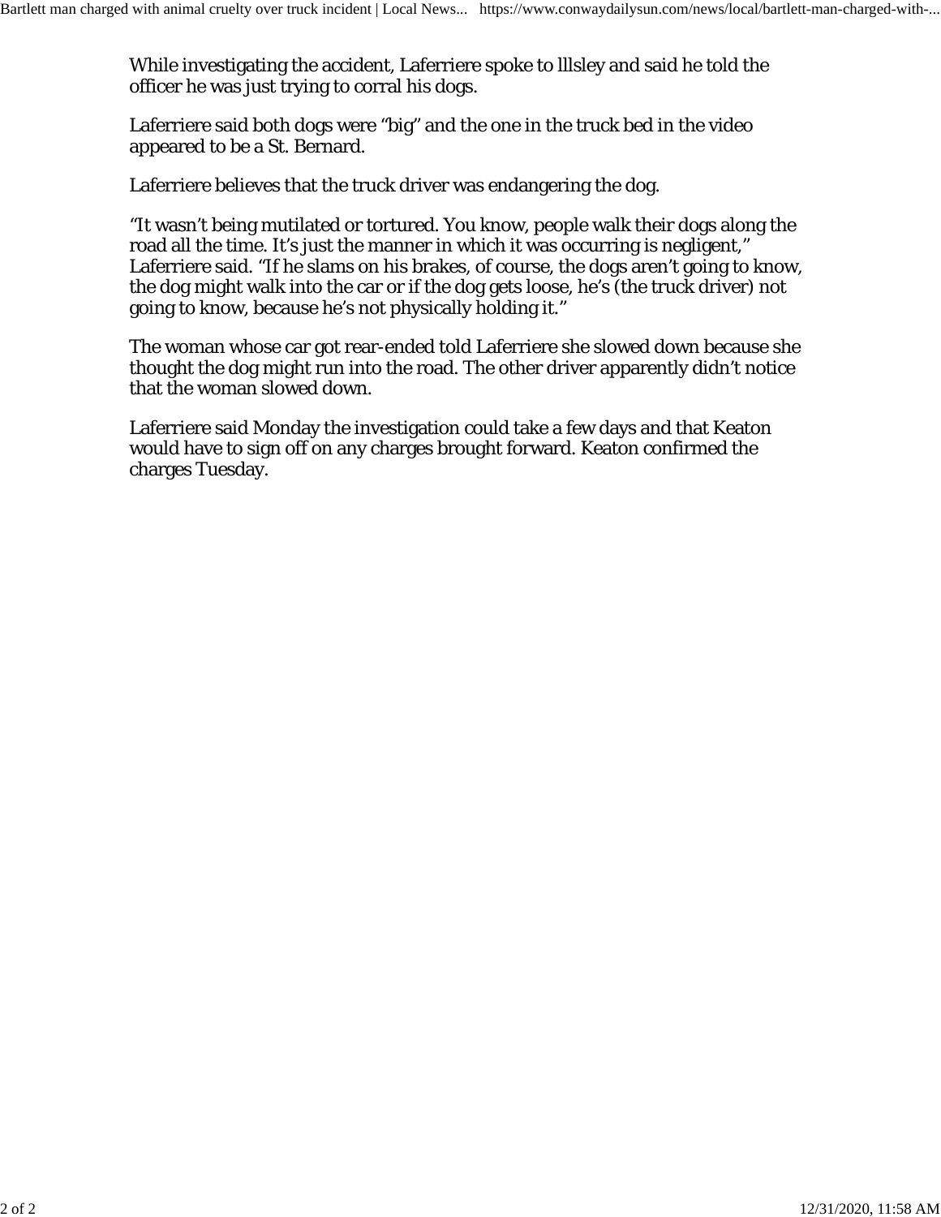While investigating the accident, Laferriere spoke to lllsley and said he told the officer he was just trying to corral his dogs.

Laferriere said both dogs were “big” and the one in the truck bed in the video appeared to be a St. Bernard.

Laferriere believes that the truck driver was endangering the dog.

“It wasn’t being mutilated or tortured. You know, people walk their dogs along the road all the time. It’s just the manner in which it was occurring is negligent,” Laferriere said. “If he slams on his brakes, of course, the dogs aren’t going to know, the dog might walk into the car or if the dog gets loose, he’s (the truck driver) not going to know, because he’s not physically holding it.”

The woman whose car got rear-ended told Laferriere she slowed down because she thought the dog might run into the road. The other driver apparently didn’t notice that the woman slowed down.

Laferriere said Monday the investigation could take a few days and that Keaton would have to sign off on any charges brought forward. Keaton confirmed the charges Tuesday.